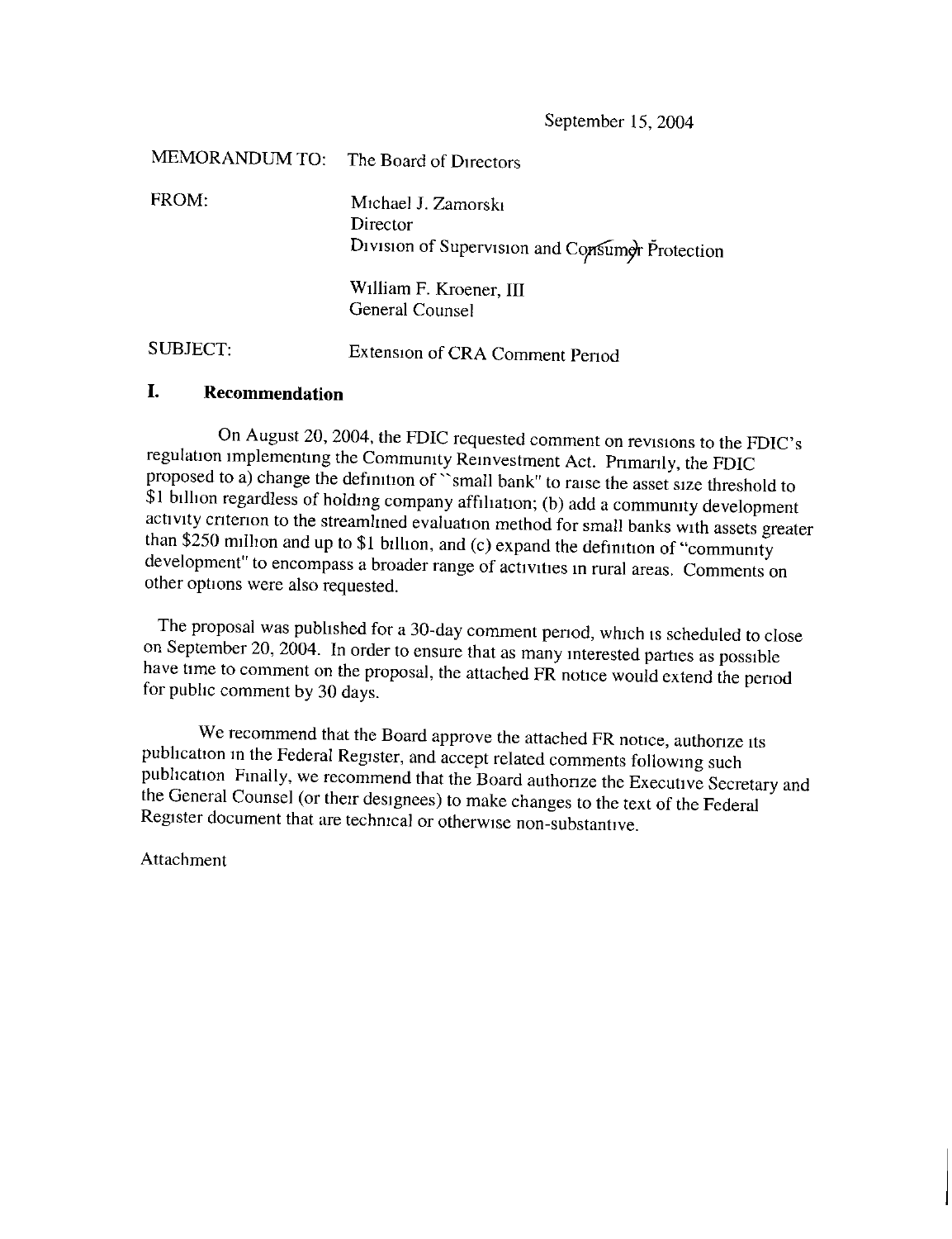September 15, 2004

MEMORANDUM TO: The Board of Directors

FROM: Michael J. Zamorski
Director
Division of Supervision and Consumer Protection

William F. Kroener, III
General Counsel

SUBJECT: Extension of CRA Comment Period

## I. Recommendation

On August 20, 2004, the FDIC requested comment on revisions to the FDIC's regulation implementing the Community Reinvestment Act. Primarily, the FDIC proposed to a) change the definition of ``small bank" to raise the asset size threshold to $1 billion regardless of holding company affiliation; (b) add a community development activity criterion to the streamlined evaluation method for small banks with assets greater than $250 million and up to $1 billion, and (c) expand the definition of "community development" to encompass a broader range of activities in rural areas. Comments on other options were also requested.

The proposal was published for a 30-day comment period, which is scheduled to close on September 20, 2004. In order to ensure that as many interested parties as possible have time to comment on the proposal, the attached FR notice would extend the period for public comment by 30 days.

We recommend that the Board approve the attached FR notice, authorize its publication in the Federal Register, and accept related comments following such publication Finally, we recommend that the Board authorize the Executive Secretary and the General Counsel (or their designees) to make changes to the text of the Federal Register document that are technical or otherwise non-substantive.

Attachment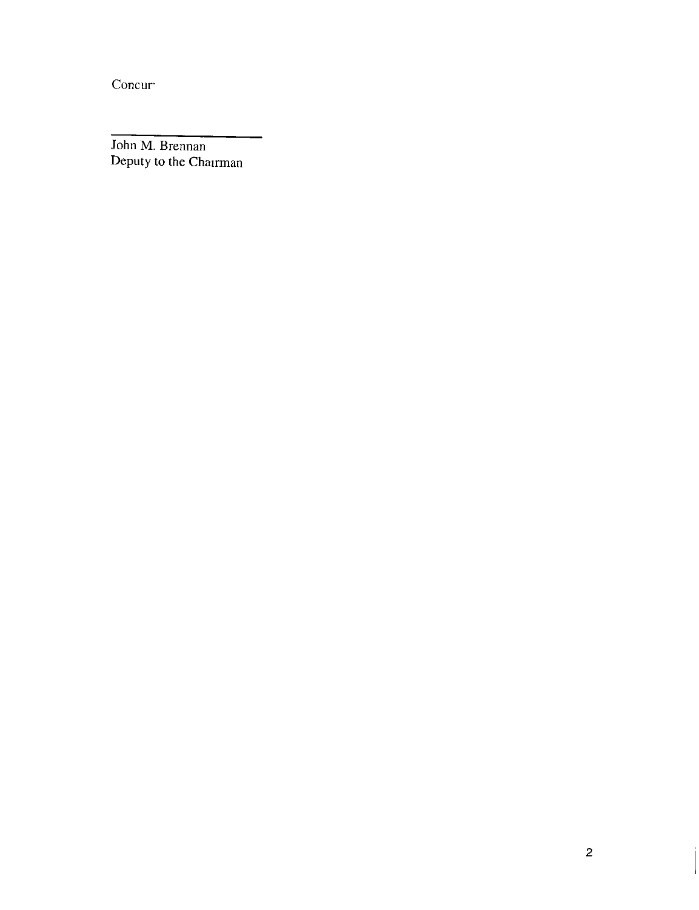Concur:

\_\_\_\_\_\_\_\_\_\_\_\_\_\_\_\_\_\_\_\_

John M. Brennan
Deputy to the Chairman